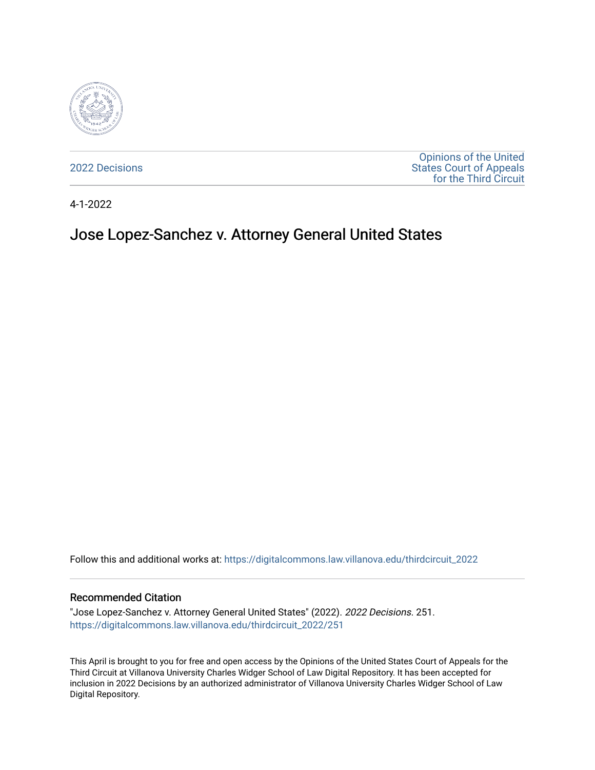2022 Decisions

Opinions of the United States Court of Appeals for the Third Circuit

4-1-2022

# Jose Lopez-Sanchez v. Attorney General United States

Follow this and additional works at: https://digitalcommons.law.villanova.edu/thirdcircuit_2022

## Recommended Citation

"Jose Lopez-Sanchez v. Attorney General United States" (2022). *2022 Decisions*. 251.
https://digitalcommons.law.villanova.edu/thirdcircuit_2022/251

This April is brought to you for free and open access by the Opinions of the United States Court of Appeals for the Third Circuit at Villanova University Charles Widger School of Law Digital Repository. It has been accepted for inclusion in 2022 Decisions by an authorized administrator of Villanova University Charles Widger School of Law Digital Repository.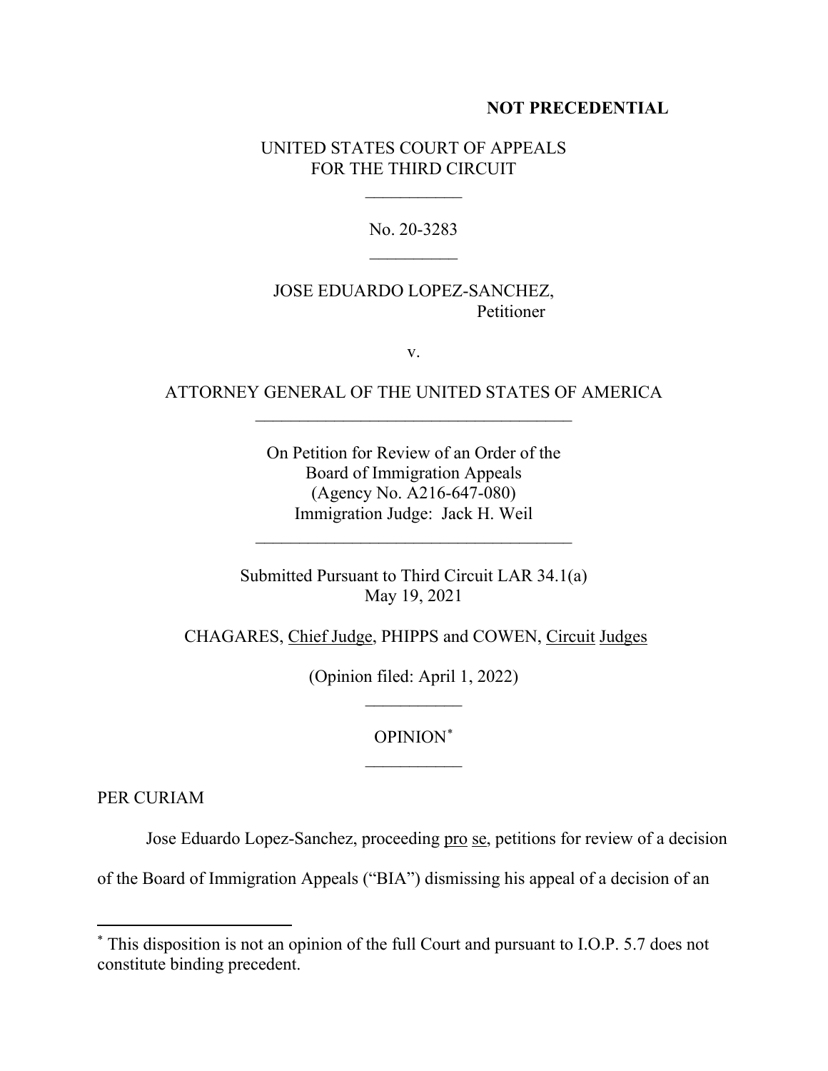**NOT PRECEDENTIAL**

UNITED STATES COURT OF APPEALS
FOR THE THIRD CIRCUIT

\_\_\_\_\_\_\_\_\_\_\_

No. 20-3283

\_\_\_\_\_\_\_\_\_\_

JOSE EDUARDO LOPEZ-SANCHEZ,
Petitioner

v.

ATTORNEY GENERAL OF THE UNITED STATES OF AMERICA

\_\_\_\_\_\_\_\_\_\_\_\_\_\_\_\_\_\_\_\_\_\_\_\_\_\_\_\_\_\_\_\_\_\_\_\_

On Petition for Review of an Order of the
Board of Immigration Appeals
(Agency No. A216-647-080)
Immigration Judge: Jack H. Weil

\_\_\_\_\_\_\_\_\_\_\_\_\_\_\_\_\_\_\_\_\_\_\_\_\_\_\_\_\_\_\_\_\_\_\_\_

Submitted Pursuant to Third Circuit LAR 34.1(a)
May 19, 2021

CHAGARES, Chief Judge, PHIPPS and COWEN, Circuit Judges

(Opinion filed: April 1, 2022)

\_\_\_\_\_\_\_\_\_\_\_

OPINION*

\_\_\_\_\_\_\_\_\_\_\_

PER CURIAM

Jose Eduardo Lopez-Sanchez, proceeding pro se, petitions for review of a decision of the Board of Immigration Appeals ("BIA") dismissing his appeal of a decision of an

\* This disposition is not an opinion of the full Court and pursuant to I.O.P. 5.7 does not constitute binding precedent.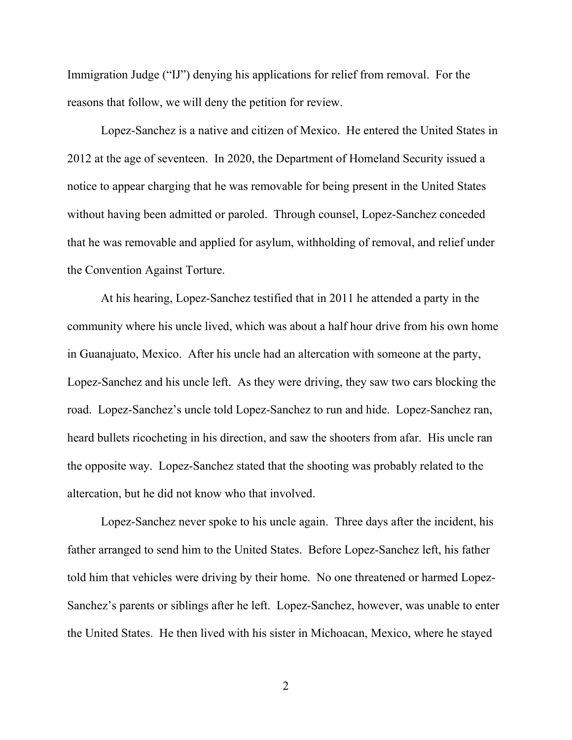Immigration Judge ("IJ") denying his applications for relief from removal. For the reasons that follow, we will deny the petition for review.

Lopez-Sanchez is a native and citizen of Mexico. He entered the United States in 2012 at the age of seventeen. In 2020, the Department of Homeland Security issued a notice to appear charging that he was removable for being present in the United States without having been admitted or paroled. Through counsel, Lopez-Sanchez conceded that he was removable and applied for asylum, withholding of removal, and relief under the Convention Against Torture.

At his hearing, Lopez-Sanchez testified that in 2011 he attended a party in the community where his uncle lived, which was about a half hour drive from his own home in Guanajuato, Mexico. After his uncle had an altercation with someone at the party, Lopez-Sanchez and his uncle left. As they were driving, they saw two cars blocking the road. Lopez-Sanchez's uncle told Lopez-Sanchez to run and hide. Lopez-Sanchez ran, heard bullets ricocheting in his direction, and saw the shooters from afar. His uncle ran the opposite way. Lopez-Sanchez stated that the shooting was probably related to the altercation, but he did not know who that involved.

Lopez-Sanchez never spoke to his uncle again. Three days after the incident, his father arranged to send him to the United States. Before Lopez-Sanchez left, his father told him that vehicles were driving by their home. No one threatened or harmed Lopez-Sanchez's parents or siblings after he left. Lopez-Sanchez, however, was unable to enter the United States. He then lived with his sister in Michoacan, Mexico, where he stayed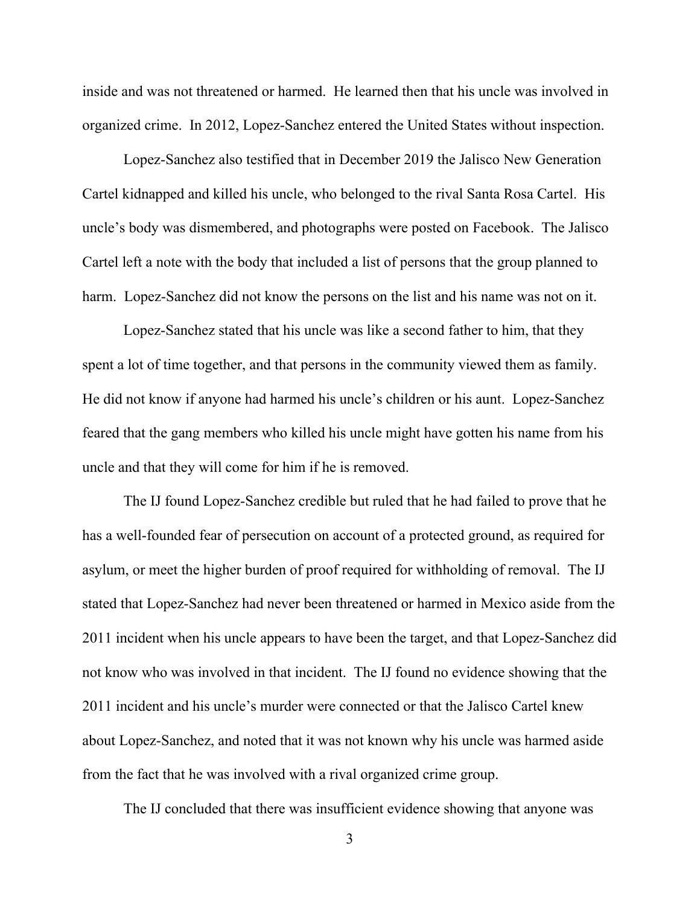inside and was not threatened or harmed. He learned then that his uncle was involved in organized crime. In 2012, Lopez-Sanchez entered the United States without inspection.

Lopez-Sanchez also testified that in December 2019 the Jalisco New Generation Cartel kidnapped and killed his uncle, who belonged to the rival Santa Rosa Cartel. His uncle's body was dismembered, and photographs were posted on Facebook. The Jalisco Cartel left a note with the body that included a list of persons that the group planned to harm. Lopez-Sanchez did not know the persons on the list and his name was not on it.

Lopez-Sanchez stated that his uncle was like a second father to him, that they spent a lot of time together, and that persons in the community viewed them as family. He did not know if anyone had harmed his uncle's children or his aunt. Lopez-Sanchez feared that the gang members who killed his uncle might have gotten his name from his uncle and that they will come for him if he is removed.

The IJ found Lopez-Sanchez credible but ruled that he had failed to prove that he has a well-founded fear of persecution on account of a protected ground, as required for asylum, or meet the higher burden of proof required for withholding of removal. The IJ stated that Lopez-Sanchez had never been threatened or harmed in Mexico aside from the 2011 incident when his uncle appears to have been the target, and that Lopez-Sanchez did not know who was involved in that incident. The IJ found no evidence showing that the 2011 incident and his uncle's murder were connected or that the Jalisco Cartel knew about Lopez-Sanchez, and noted that it was not known why his uncle was harmed aside from the fact that he was involved with a rival organized crime group.

The IJ concluded that there was insufficient evidence showing that anyone was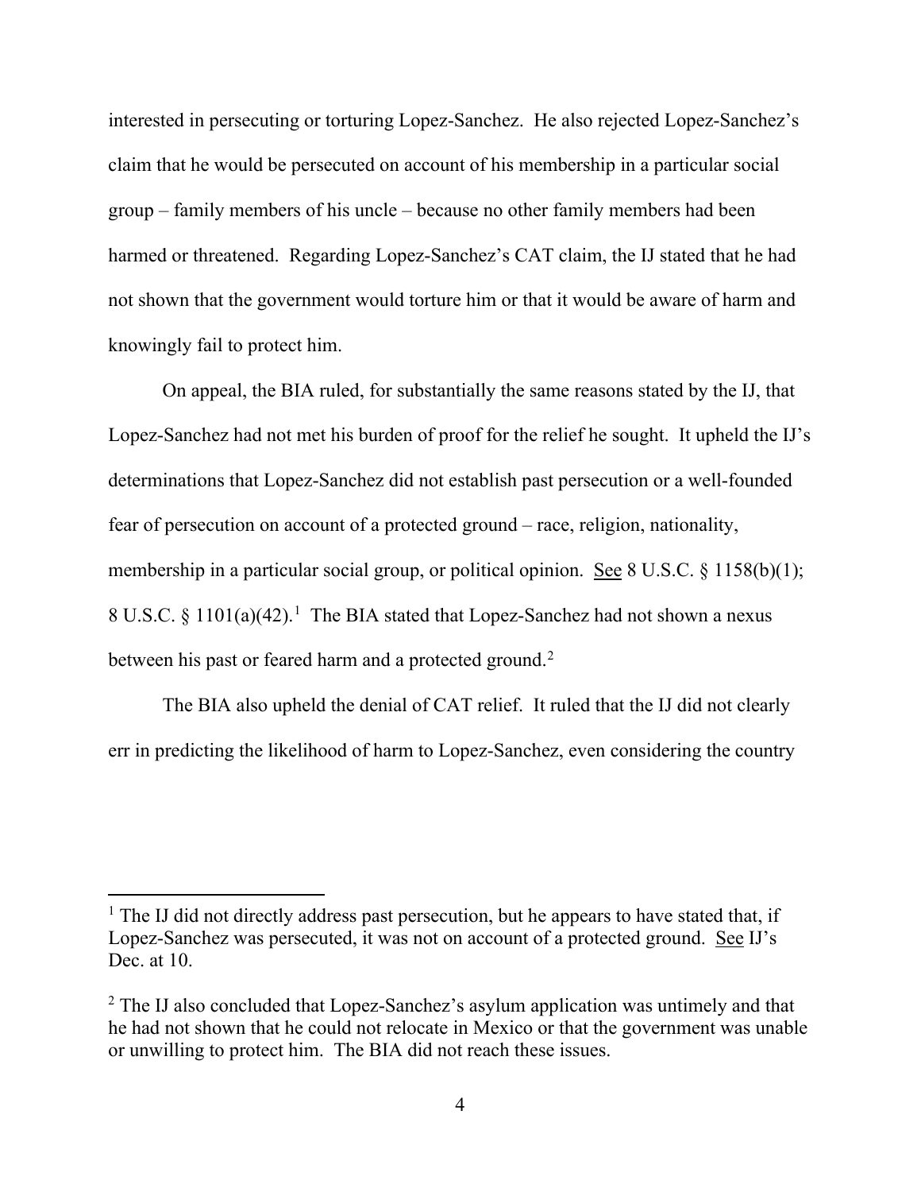interested in persecuting or torturing Lopez-Sanchez. He also rejected Lopez-Sanchez's claim that he would be persecuted on account of his membership in a particular social group – family members of his uncle – because no other family members had been harmed or threatened. Regarding Lopez-Sanchez's CAT claim, the IJ stated that he had not shown that the government would torture him or that it would be aware of harm and knowingly fail to protect him.

On appeal, the BIA ruled, for substantially the same reasons stated by the IJ, that Lopez-Sanchez had not met his burden of proof for the relief he sought. It upheld the IJ's determinations that Lopez-Sanchez did not establish past persecution or a well-founded fear of persecution on account of a protected ground – race, religion, nationality, membership in a particular social group, or political opinion. See 8 U.S.C. § 1158(b)(1); 8 U.S.C. § 1101(a)(42).[1] The BIA stated that Lopez-Sanchez had not shown a nexus between his past or feared harm and a protected ground.[2]

The BIA also upheld the denial of CAT relief. It ruled that the IJ did not clearly err in predicting the likelihood of harm to Lopez-Sanchez, even considering the country

---

[1] The IJ did not directly address past persecution, but he appears to have stated that, if Lopez-Sanchez was persecuted, it was not on account of a protected ground. See IJ's Dec. at 10.

[2] The IJ also concluded that Lopez-Sanchez's asylum application was untimely and that he had not shown that he could not relocate in Mexico or that the government was unable or unwilling to protect him. The BIA did not reach these issues.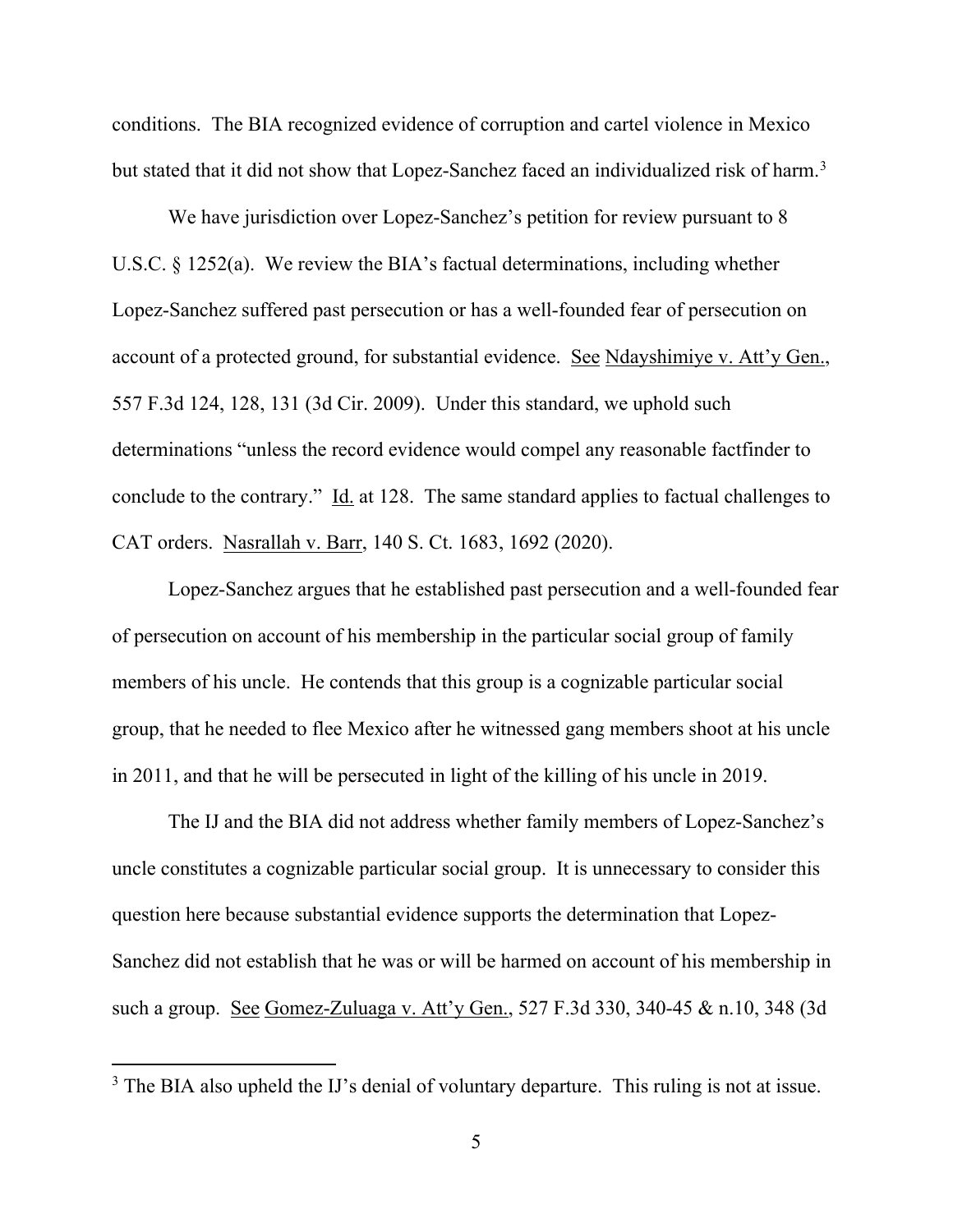conditions. The BIA recognized evidence of corruption and cartel violence in Mexico but stated that it did not show that Lopez-Sanchez faced an individualized risk of harm.[3]

We have jurisdiction over Lopez-Sanchez's petition for review pursuant to 8 U.S.C. § 1252(a). We review the BIA's factual determinations, including whether Lopez-Sanchez suffered past persecution or has a well-founded fear of persecution on account of a protected ground, for substantial evidence. See Ndayshimiye v. Att'y Gen., 557 F.3d 124, 128, 131 (3d Cir. 2009). Under this standard, we uphold such determinations "unless the record evidence would compel any reasonable factfinder to conclude to the contrary." Id. at 128. The same standard applies to factual challenges to CAT orders. Nasrallah v. Barr, 140 S. Ct. 1683, 1692 (2020).

Lopez-Sanchez argues that he established past persecution and a well-founded fear of persecution on account of his membership in the particular social group of family members of his uncle. He contends that this group is a cognizable particular social group, that he needed to flee Mexico after he witnessed gang members shoot at his uncle in 2011, and that he will be persecuted in light of the killing of his uncle in 2019.

The IJ and the BIA did not address whether family members of Lopez-Sanchez's uncle constitutes a cognizable particular social group. It is unnecessary to consider this question here because substantial evidence supports the determination that Lopez-Sanchez did not establish that he was or will be harmed on account of his membership in such a group. See Gomez-Zuluaga v. Att'y Gen., 527 F.3d 330, 340-45 & n.10, 348 (3d

[3] The BIA also upheld the IJ's denial of voluntary departure. This ruling is not at issue.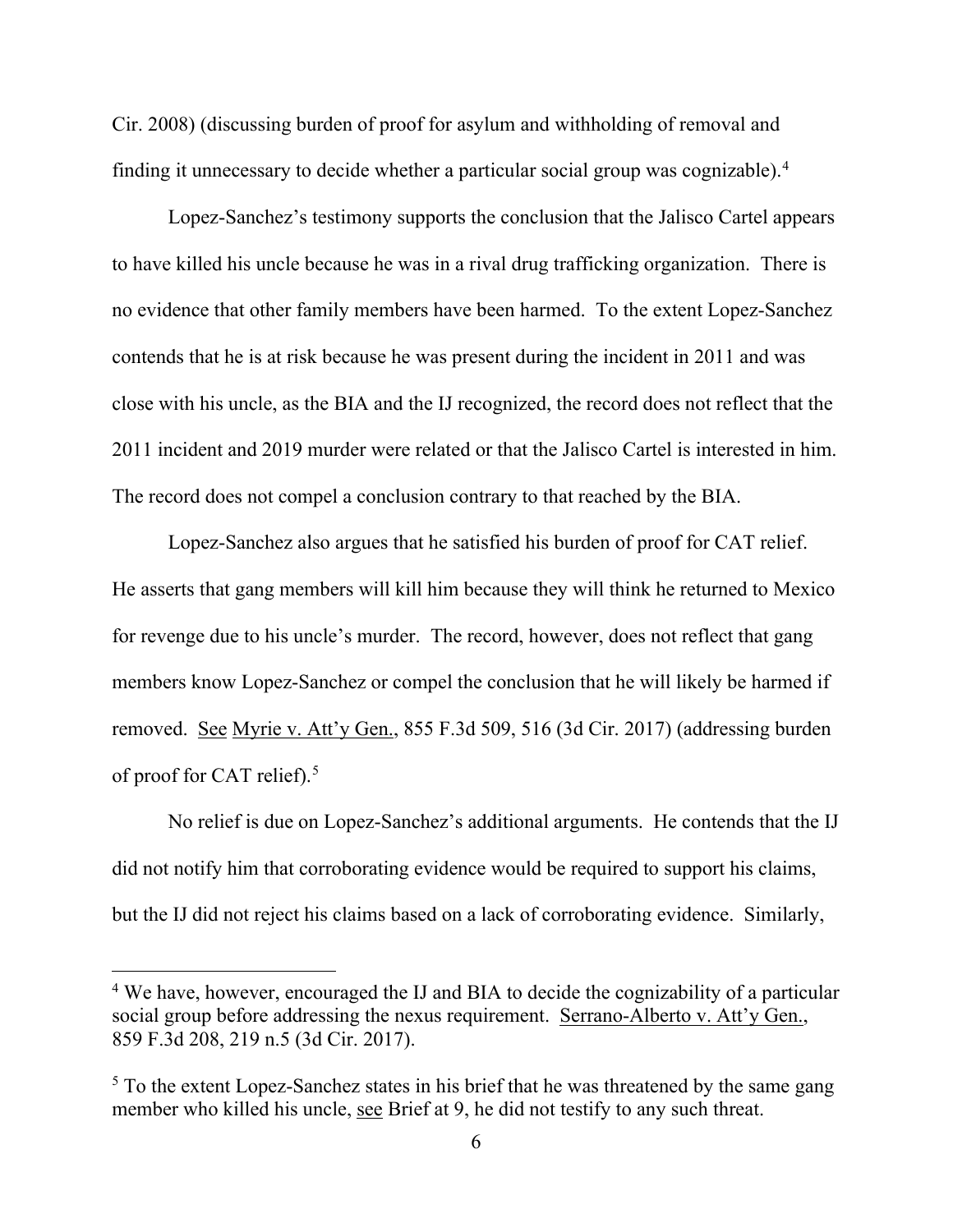Cir. 2008) (discussing burden of proof for asylum and withholding of removal and finding it unnecessary to decide whether a particular social group was cognizable).[4]

Lopez-Sanchez's testimony supports the conclusion that the Jalisco Cartel appears to have killed his uncle because he was in a rival drug trafficking organization. There is no evidence that other family members have been harmed. To the extent Lopez-Sanchez contends that he is at risk because he was present during the incident in 2011 and was close with his uncle, as the BIA and the IJ recognized, the record does not reflect that the 2011 incident and 2019 murder were related or that the Jalisco Cartel is interested in him. The record does not compel a conclusion contrary to that reached by the BIA.

Lopez-Sanchez also argues that he satisfied his burden of proof for CAT relief. He asserts that gang members will kill him because they will think he returned to Mexico for revenge due to his uncle's murder. The record, however, does not reflect that gang members know Lopez-Sanchez or compel the conclusion that he will likely be harmed if removed. See Myrie v. Att'y Gen., 855 F.3d 509, 516 (3d Cir. 2017) (addressing burden of proof for CAT relief).[5]

No relief is due on Lopez-Sanchez's additional arguments. He contends that the IJ did not notify him that corroborating evidence would be required to support his claims, but the IJ did not reject his claims based on a lack of corroborating evidence. Similarly,

---

[4] We have, however, encouraged the IJ and BIA to decide the cognizability of a particular social group before addressing the nexus requirement. Serrano-Alberto v. Att'y Gen., 859 F.3d 208, 219 n.5 (3d Cir. 2017).

[5] To the extent Lopez-Sanchez states in his brief that he was threatened by the same gang member who killed his uncle, see Brief at 9, he did not testify to any such threat.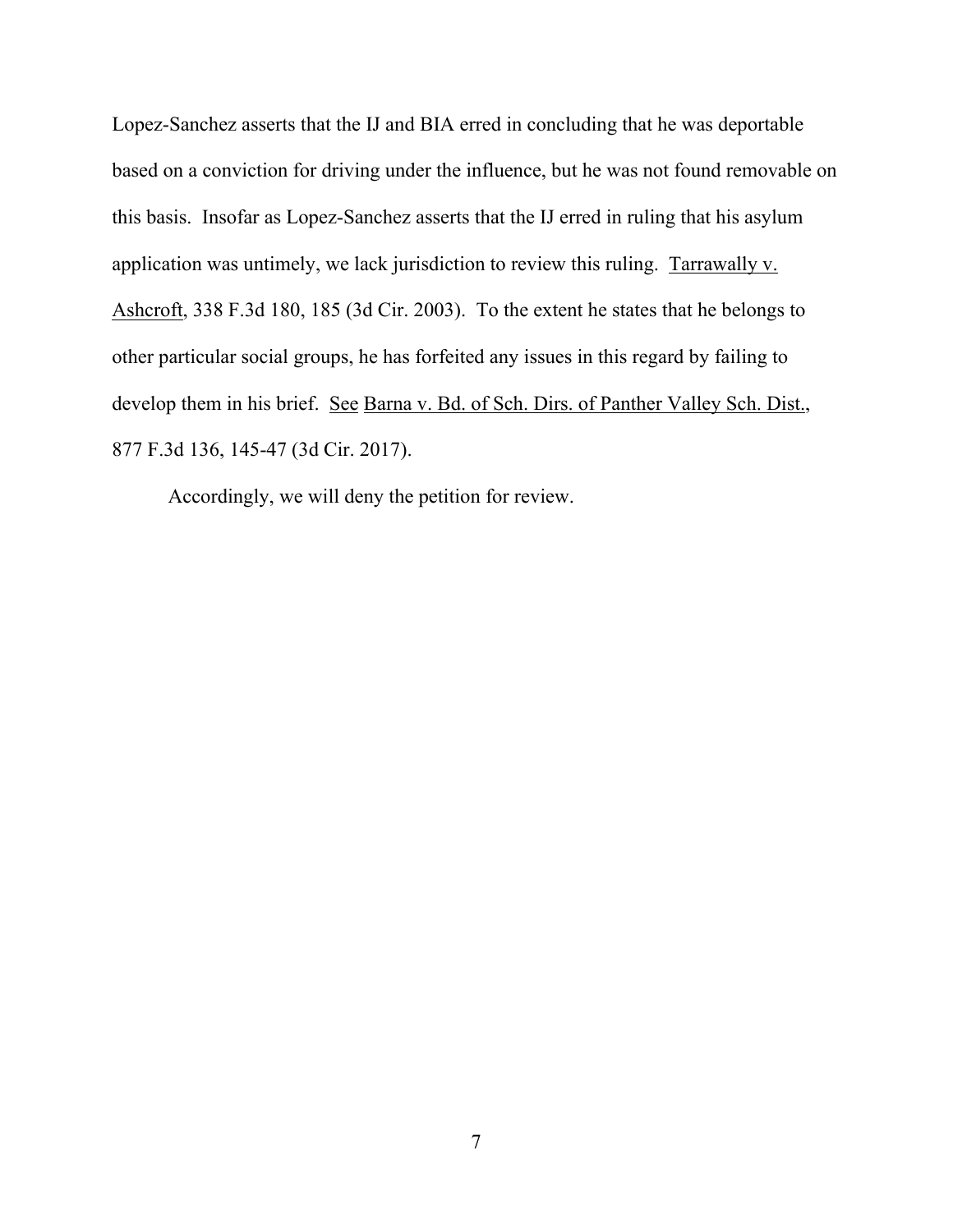Lopez-Sanchez asserts that the IJ and BIA erred in concluding that he was deportable based on a conviction for driving under the influence, but he was not found removable on this basis. Insofar as Lopez-Sanchez asserts that the IJ erred in ruling that his asylum application was untimely, we lack jurisdiction to review this ruling. Tarrawally v. Ashcroft, 338 F.3d 180, 185 (3d Cir. 2003). To the extent he states that he belongs to other particular social groups, he has forfeited any issues in this regard by failing to develop them in his brief. See Barna v. Bd. of Sch. Dirs. of Panther Valley Sch. Dist., 877 F.3d 136, 145-47 (3d Cir. 2017).

Accordingly, we will deny the petition for review.